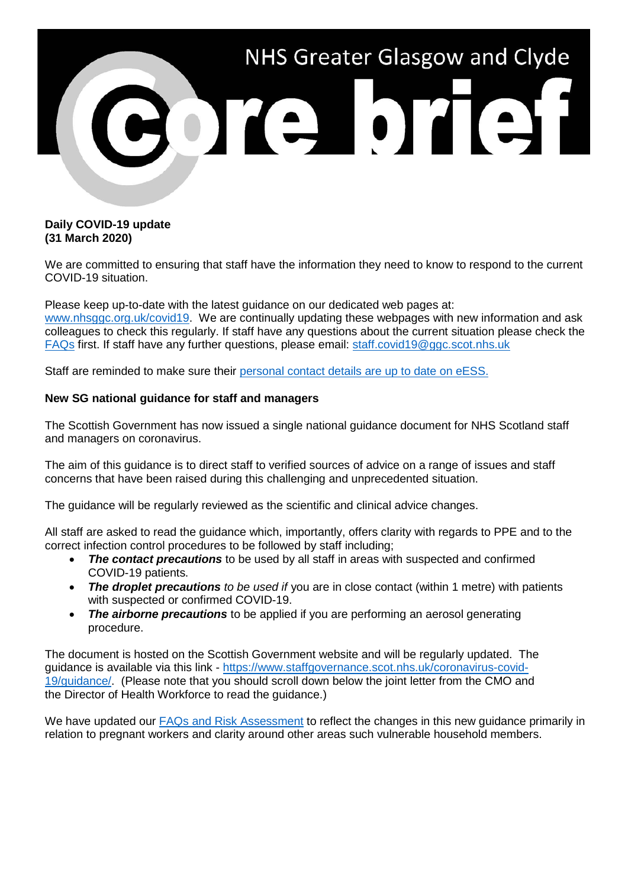# NHS Greater Glasgow and Clyde

# Core brief

**Daily COVID-19 update**
**(31 March 2020)**

We are committed to ensuring that staff have the information they need to know to respond to the current COVID-19 situation.

Please keep up-to-date with the latest guidance on our dedicated web pages at: [www.nhsggc.org.uk/covid19](www.nhsggc.org.uk/covid19). We are continually updating these webpages with new information and ask colleagues to check this regularly. If staff have any questions about the current situation please check the [FAQs](#) first. If staff have any further questions, please email: [staff.covid19@ggc.scot.nhs.uk](mailto:staff.covid19@ggc.scot.nhs.uk)

Staff are reminded to make sure their [personal contact details are up to date on eESS.](#)

**New SG national guidance for staff and managers**

The Scottish Government has now issued a single national guidance document for NHS Scotland staff and managers on coronavirus.

The aim of this guidance is to direct staff to verified sources of advice on a range of issues and staff concerns that have been raised during this challenging and unprecedented situation.

The guidance will be regularly reviewed as the scientific and clinical advice changes.

All staff are asked to read the guidance which, importantly, offers clarity with regards to PPE and to the correct infection control procedures to be followed by staff including;

- ***The contact precautions*** to be used by all staff in areas with suspected and confirmed COVID-19 patients.
- ***The droplet precautions*** *to be used if* you are in close contact (within 1 metre) with patients with suspected or confirmed COVID-19.
- ***The airborne precautions*** to be applied if you are performing an aerosol generating procedure.

The document is hosted on the Scottish Government website and will be regularly updated. The guidance is available via this link - [https://www.staffgovernance.scot.nhs.uk/coronavirus-covid-19/guidance/](https://www.staffgovernance.scot.nhs.uk/coronavirus-covid-19/guidance/). (Please note that you should scroll down below the joint letter from the CMO and the Director of Health Workforce to read the guidance.)

We have updated our [FAQs and Risk Assessment](#) to reflect the changes in this new guidance primarily in relation to pregnant workers and clarity around other areas such vulnerable household members.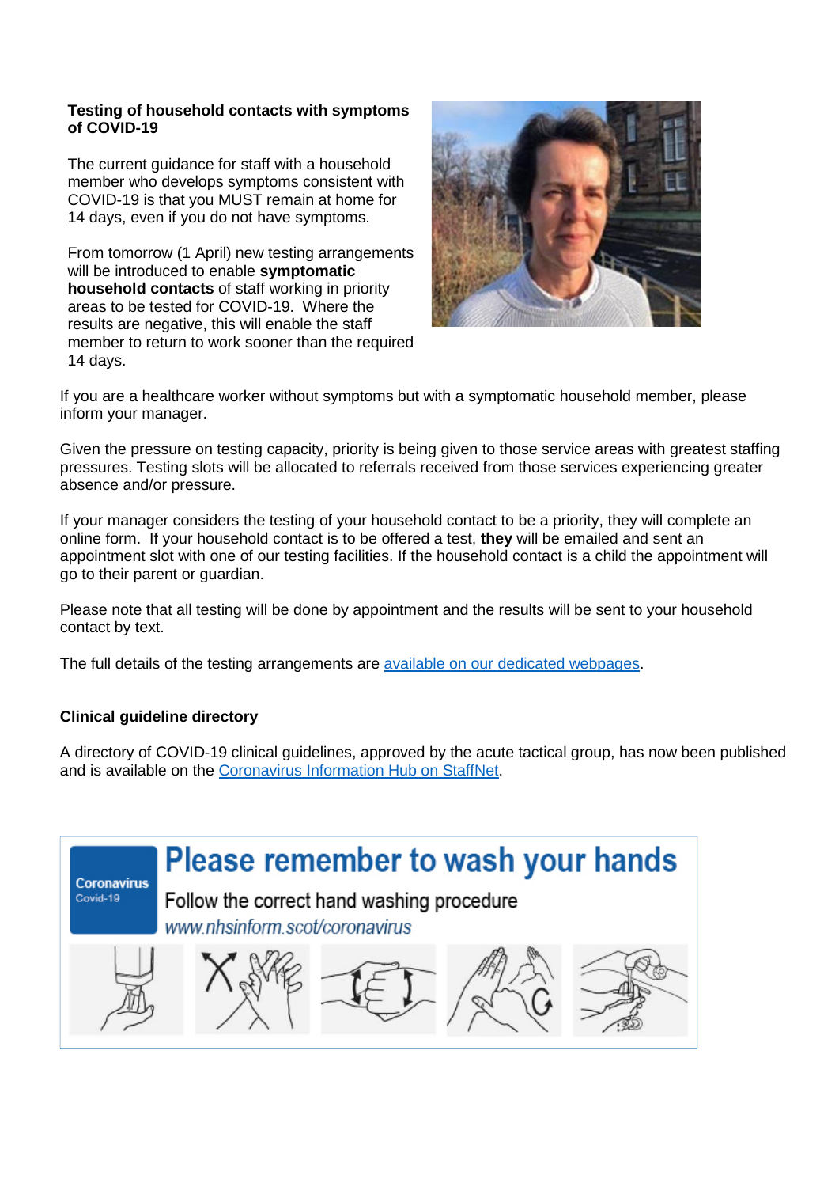**Testing of household contacts with symptoms of COVID-19**

The current guidance for staff with a household member who develops symptoms consistent with COVID-19 is that you MUST remain at home for 14 days, even if you do not have symptoms.

From tomorrow (1 April) new testing arrangements will be introduced to enable **symptomatic household contacts** of staff working in priority areas to be tested for COVID-19. Where the results are negative, this will enable the staff member to return to work sooner than the required 14 days.

If you are a healthcare worker without symptoms but with a symptomatic household member, please inform your manager.

Given the pressure on testing capacity, priority is being given to those service areas with greatest staffing pressures. Testing slots will be allocated to referrals received from those services experiencing greater absence and/or pressure.

If your manager considers the testing of your household contact to be a priority, they will complete an online form. If your household contact is to be offered a test, **they** will be emailed and sent an appointment slot with one of our testing facilities. If the household contact is a child the appointment will go to their parent or guardian.

Please note that all testing will be done by appointment and the results will be sent to your household contact by text.

The full details of the testing arrangements are available on our dedicated webpages.

**Clinical guideline directory**

A directory of COVID-19 clinical guidelines, approved by the acute tactical group, has now been published and is available on the Coronavirus Information Hub on StaffNet.

Coronavirus
Covid-19

**Please remember to wash your hands**

Follow the correct hand washing procedure

*www.nhsinform.scot/coronavirus*